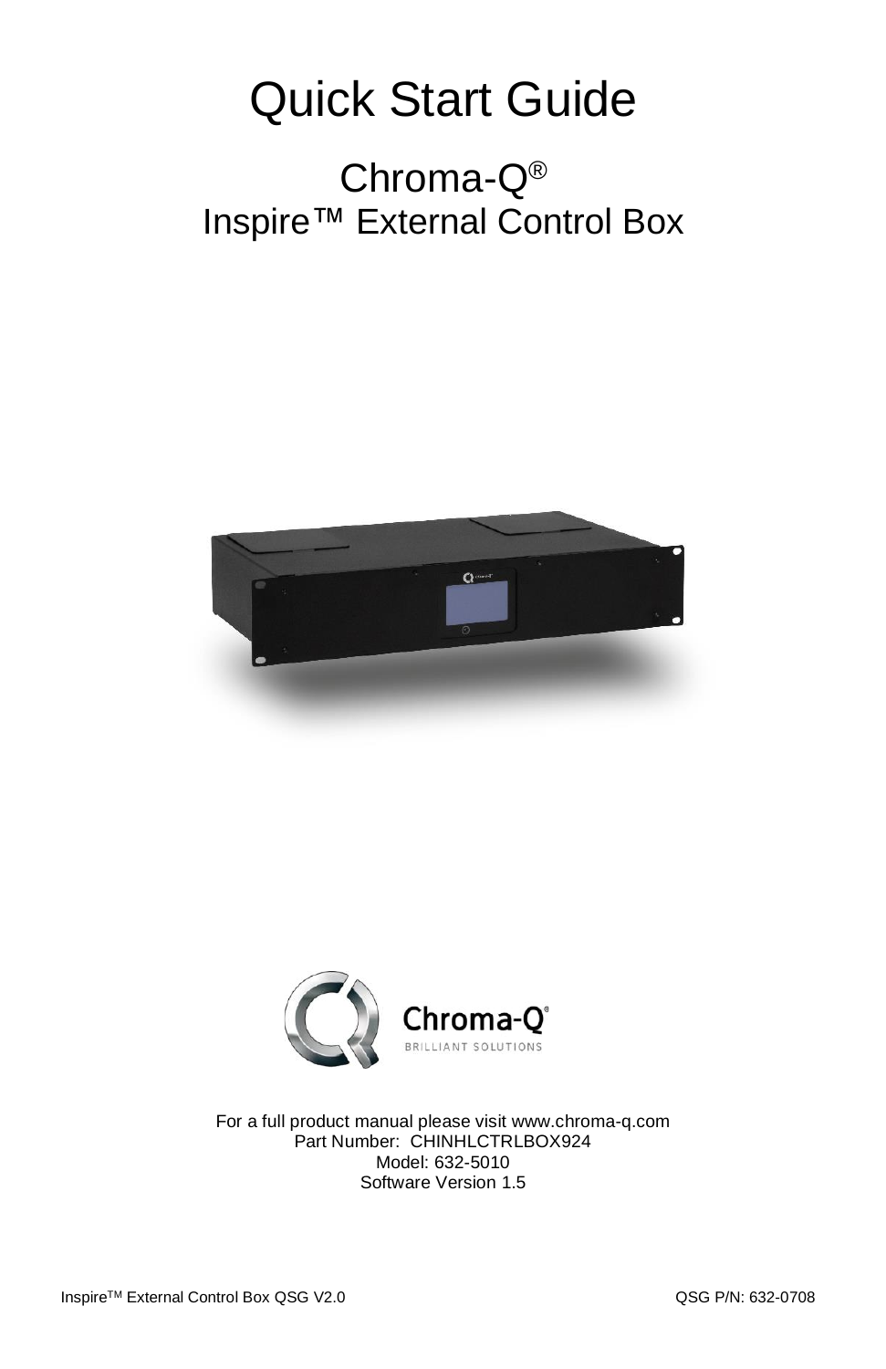# Quick Start Guide

## Chroma-Q®
## Inspire™ External Control Box

For a full product manual please visit www.chroma-q.com
Part Number: CHINHLCTRLBOX924
Model: 632-5010
Software Version 1.5

Inspire™ External Control Box QSG V2.0 QSG P/N: 632-0708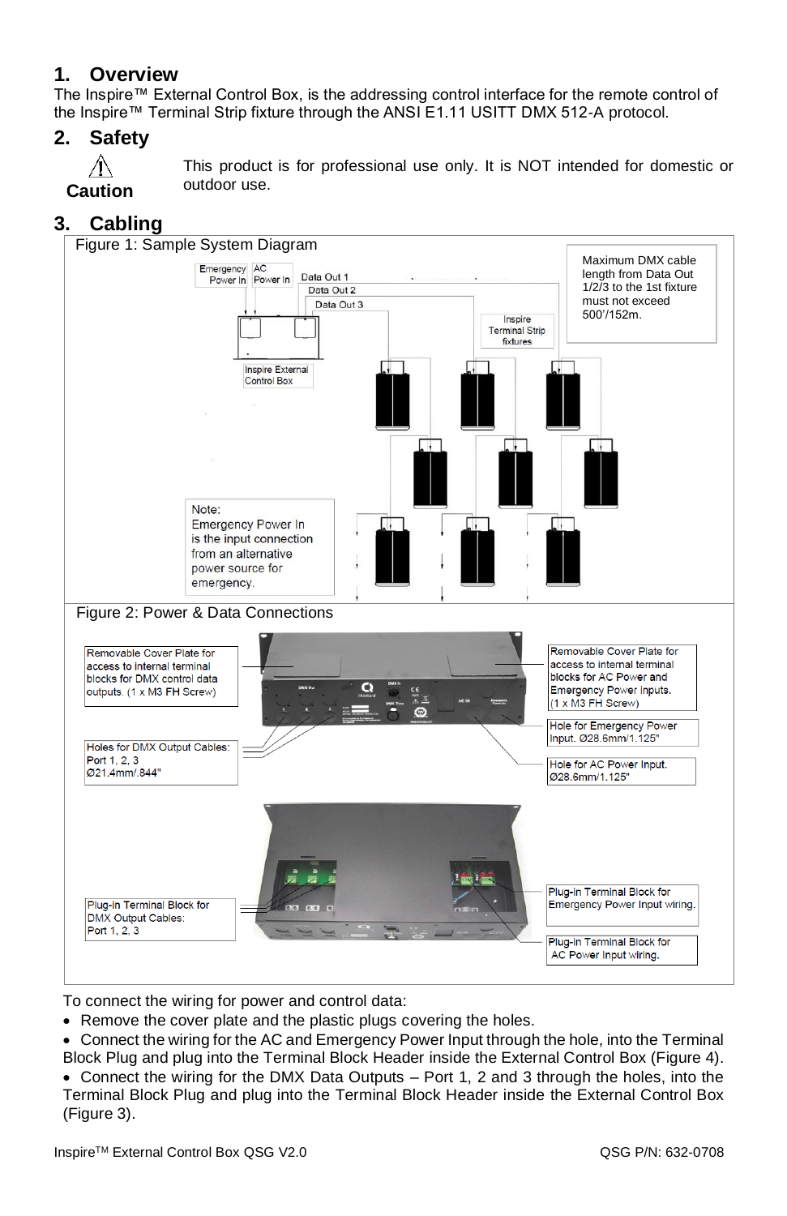## 1. Overview

The Inspire™ External Control Box, is the addressing control interface for the remote control of the Inspire™ Terminal Strip fixture through the ANSI E1.11 USITT DMX 512-A protocol.

## 2. Safety

⚠ **Caution**

This product is for professional use only. It is NOT intended for domestic or outdoor use.

## 3. Cabling

Figure 1: Sample System Diagram

Emergency Power In

AC Power In

Data Out 1

Data Out 2

Data Out 3

Inspire Terminal Strip fixtures

Maximum DMX cable length from Data Out 1/2/3 to the 1st fixture must not exceed 500'/152m.

Inspire External Control Box

Note: Emergency Power In is the input connection from an alternative power source for emergency.

Figure 2: Power & Data Connections

Removable Cover Plate for access to internal terminal blocks for DMX control data outputs. (1 x M3 FH Screw)

Removable Cover Plate for access to internal terminal blocks for AC Power and Emergency Power inputs. (1 x M3 FH Screw)

Holes for DMX Output Cables: Port 1, 2, 3 Ø21.4mm/.844"

Hole for Emergency Power Input. Ø28.6mm/1.125"

Hole for AC Power Input. Ø28.6mm/1.125"

Plug-in Terminal Block for DMX Output Cables: Port 1, 2, 3

Plug-in Terminal Block for Emergency Power Input wiring.

Plug-in Terminal Block for AC Power Input wiring.

To connect the wiring for power and control data:

- Remove the cover plate and the plastic plugs covering the holes.
- Connect the wiring for the AC and Emergency Power Input through the hole, into the Terminal Block Plug and plug into the Terminal Block Header inside the External Control Box (Figure 4).
- Connect the wiring for the DMX Data Outputs – Port 1, 2 and 3 through the holes, into the Terminal Block Plug and plug into the Terminal Block Header inside the External Control Box (Figure 3).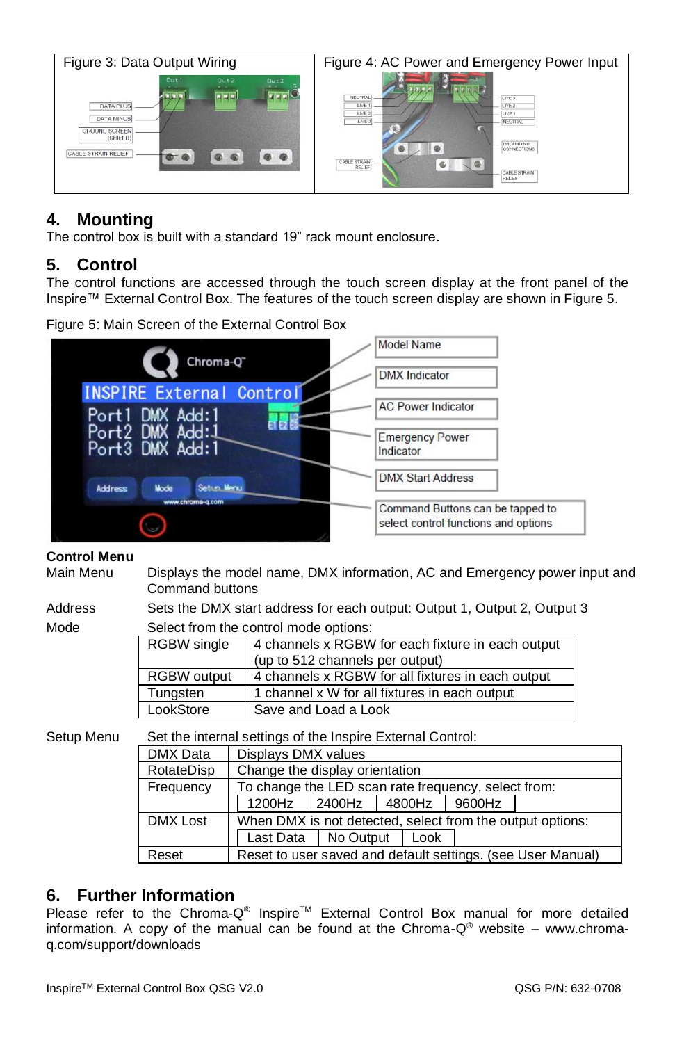| Figure 3: Data Output Wiring | Figure 4: AC Power and Emergency Power Input |
|---|---|
| | |

## 4. Mounting

The control box is built with a standard 19” rack mount enclosure.

## 5. Control

The control functions are accessed through the touch screen display at the front panel of the Inspire™ External Control Box. The features of the touch screen display are shown in Figure 5.

Figure 5: Main Screen of the External Control Box

**Control Menu**

Main Menu — Displays the model name, DMX information, AC and Emergency power input and Command buttons

Address — Sets the DMX start address for each output: Output 1, Output 2, Output 3

Mode — Select from the control mode options:

| | |
|---|---|
| RGBW single | 4 channels x RGBW for each fixture in each output (up to 512 channels per output) |
| RGBW output | 4 channels x RGBW for all fixtures in each output |
| Tungsten | 1 channel x W for all fixtures in each output |
| LookStore | Save and Load a Look |

Setup Menu — Set the internal settings of the Inspire External Control:

| | |
|---|---|
| DMX Data | Displays DMX values |
| RotateDisp | Change the display orientation |
| Frequency | To change the LED scan rate frequency, select from: 1200Hz / 2400Hz / 4800Hz / 9600Hz |
| DMX Lost | When DMX is not detected, select from the output options: Last Data / No Output / Look |
| Reset | Reset to user saved and default settings. (see User Manual) |

## 6. Further Information

Please refer to the Chroma-Q® Inspire™ External Control Box manual for more detailed information. A copy of the manual can be found at the Chroma-Q® website – www.chroma-q.com/support/downloads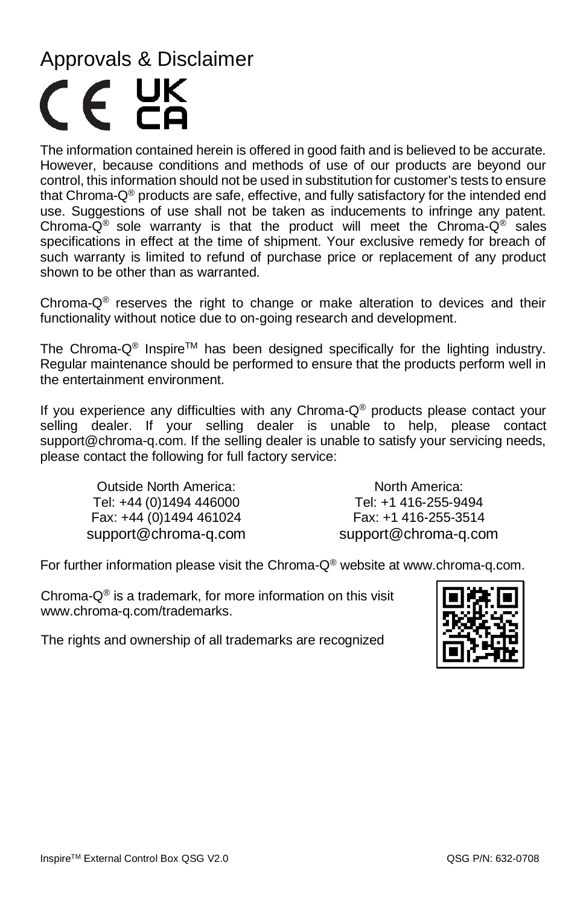# Approvals & Disclaimer

CE UKCA

The information contained herein is offered in good faith and is believed to be accurate. However, because conditions and methods of use of our products are beyond our control, this information should not be used in substitution for customer's tests to ensure that Chroma-Q® products are safe, effective, and fully satisfactory for the intended end use. Suggestions of use shall not be taken as inducements to infringe any patent. Chroma-Q® sole warranty is that the product will meet the Chroma-Q® sales specifications in effect at the time of shipment. Your exclusive remedy for breach of such warranty is limited to refund of purchase price or replacement of any product shown to be other than as warranted.

Chroma-Q® reserves the right to change or make alteration to devices and their functionality without notice due to on-going research and development.

The Chroma-Q® Inspire™ has been designed specifically for the lighting industry. Regular maintenance should be performed to ensure that the products perform well in the entertainment environment.

If you experience any difficulties with any Chroma-Q® products please contact your selling dealer. If your selling dealer is unable to help, please contact support@chroma-q.com. If the selling dealer is unable to satisfy your servicing needs, please contact the following for full factory service:

| Outside North America: | North America: |
| --- | --- |
| Tel: +44 (0)1494 446000 | Tel: +1 416-255-9494 |
| Fax: +44 (0)1494 461024 | Fax: +1 416-255-3514 |
| support@chroma-q.com | support@chroma-q.com |

For further information please visit the Chroma-Q® website at www.chroma-q.com.

Chroma-Q® is a trademark, for more information on this visit www.chroma-q.com/trademarks.

The rights and ownership of all trademarks are recognized

Inspire™ External Control Box QSG V2.0 QSG P/N: 632-0708